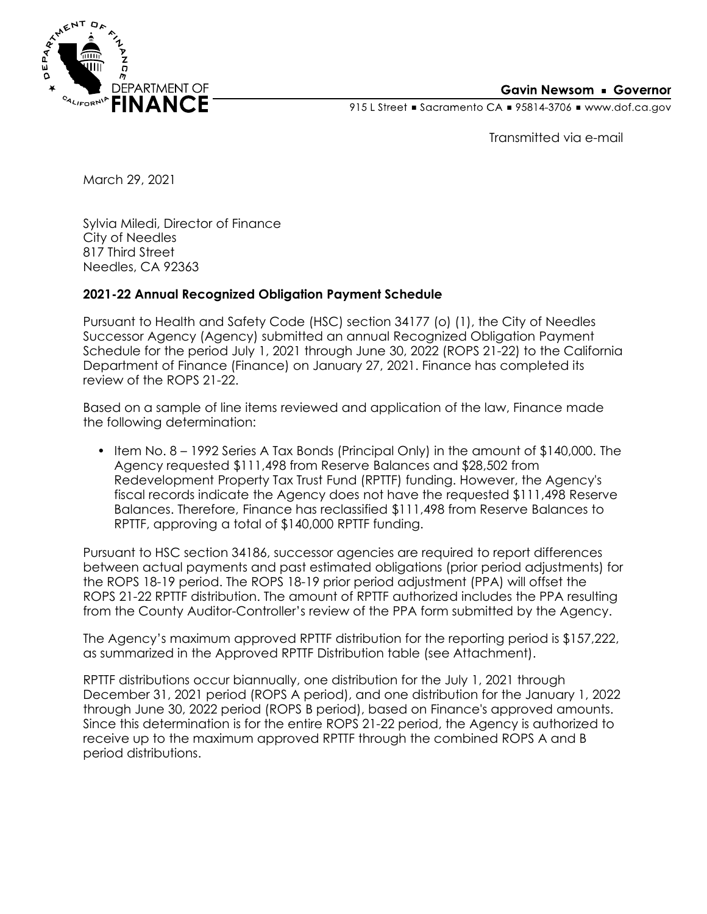DEPARTMENT OF FINANCE

**Gavin Newsom ▪ Governor**

915 L Street ▪ Sacramento CA ▪ 95814-3706 ▪ www.dof.ca.gov

Transmitted via e-mail

March 29, 2021

Sylvia Miledi, Director of Finance
City of Needles
817 Third Street
Needles, CA 92363

**2021-22 Annual Recognized Obligation Payment Schedule**

Pursuant to Health and Safety Code (HSC) section 34177 (o) (1), the City of Needles Successor Agency (Agency) submitted an annual Recognized Obligation Payment Schedule for the period July 1, 2021 through June 30, 2022 (ROPS 21-22) to the California Department of Finance (Finance) on January 27, 2021. Finance has completed its review of the ROPS 21-22.

Based on a sample of line items reviewed and application of the law, Finance made the following determination:

- Item No. 8 – 1992 Series A Tax Bonds (Principal Only) in the amount of $140,000. The Agency requested $111,498 from Reserve Balances and $28,502 from Redevelopment Property Tax Trust Fund (RPTTF) funding. However, the Agency's fiscal records indicate the Agency does not have the requested $111,498 Reserve Balances. Therefore, Finance has reclassified $111,498 from Reserve Balances to RPTTF, approving a total of $140,000 RPTTF funding.

Pursuant to HSC section 34186, successor agencies are required to report differences between actual payments and past estimated obligations (prior period adjustments) for the ROPS 18-19 period. The ROPS 18-19 prior period adjustment (PPA) will offset the ROPS 21-22 RPTTF distribution. The amount of RPTTF authorized includes the PPA resulting from the County Auditor-Controller's review of the PPA form submitted by the Agency.

The Agency's maximum approved RPTTF distribution for the reporting period is $157,222, as summarized in the Approved RPTTF Distribution table (see Attachment).

RPTTF distributions occur biannually, one distribution for the July 1, 2021 through December 31, 2021 period (ROPS A period), and one distribution for the January 1, 2022 through June 30, 2022 period (ROPS B period), based on Finance's approved amounts. Since this determination is for the entire ROPS 21-22 period, the Agency is authorized to receive up to the maximum approved RPTTF through the combined ROPS A and B period distributions.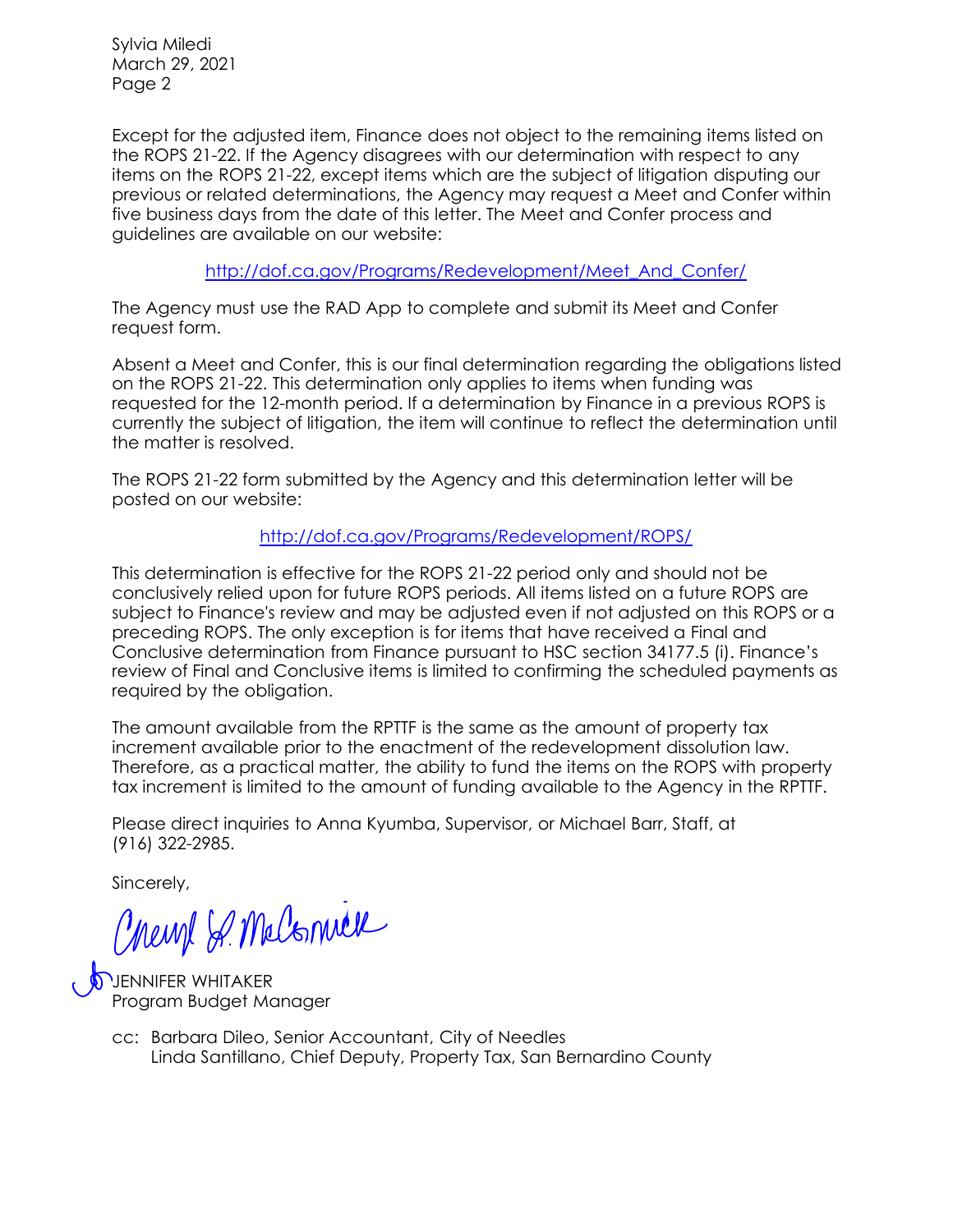Sylvia Miledi
March 29, 2021

Except for the adjusted item, Finance does not object to the remaining items listed on the ROPS 21-22. If the Agency disagrees with our determination with respect to any items on the ROPS 21-22, except items which are the subject of litigation disputing our previous or related determinations, the Agency may request a Meet and Confer within five business days from the date of this letter. The Meet and Confer process and guidelines are available on our website:

http://dof.ca.gov/Programs/Redevelopment/Meet_And_Confer/

The Agency must use the RAD App to complete and submit its Meet and Confer request form.

Absent a Meet and Confer, this is our final determination regarding the obligations listed on the ROPS 21-22. This determination only applies to items when funding was requested for the 12-month period. If a determination by Finance in a previous ROPS is currently the subject of litigation, the item will continue to reflect the determination until the matter is resolved.

The ROPS 21-22 form submitted by the Agency and this determination letter will be posted on our website:

http://dof.ca.gov/Programs/Redevelopment/ROPS/

This determination is effective for the ROPS 21-22 period only and should not be conclusively relied upon for future ROPS periods. All items listed on a future ROPS are subject to Finance's review and may be adjusted even if not adjusted on this ROPS or a preceding ROPS. The only exception is for items that have received a Final and Conclusive determination from Finance pursuant to HSC section 34177.5 (i). Finance's review of Final and Conclusive items is limited to confirming the scheduled payments as required by the obligation.

The amount available from the RPTTF is the same as the amount of property tax increment available prior to the enactment of the redevelopment dissolution law. Therefore, as a practical matter, the ability to fund the items on the ROPS with property tax increment is limited to the amount of funding available to the Agency in the RPTTF.

Please direct inquiries to Anna Kyumba, Supervisor, or Michael Barr, Staff, at (916) 322-2985.

Sincerely,

JENNIFER WHITAKER
Program Budget Manager

cc: Barbara Dileo, Senior Accountant, City of Needles
Linda Santillano, Chief Deputy, Property Tax, San Bernardino County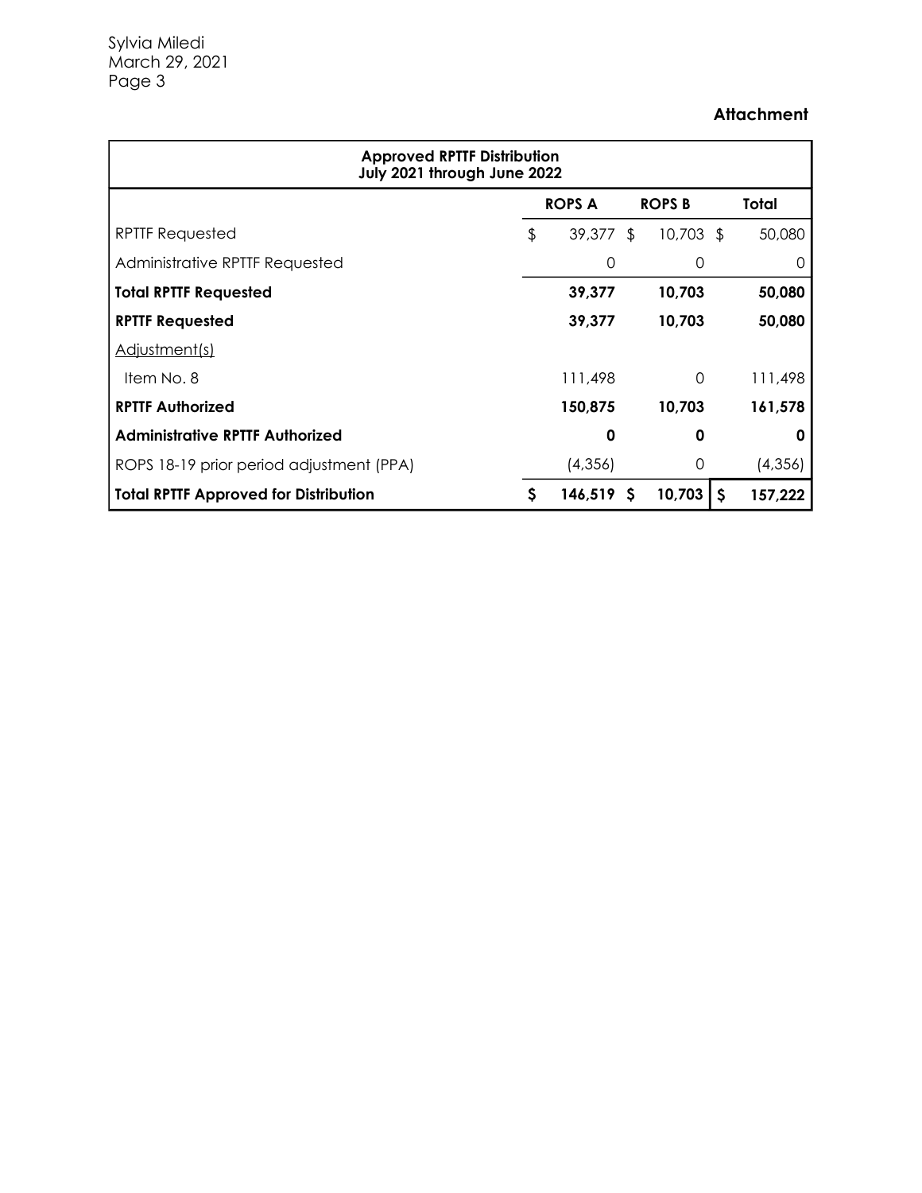**Attachment**

| Approved RPTTF Distribution<br>July 2021 through June 2022 | | | |
|---|---|---|---|
| | **ROPS A** | **ROPS B** | **Total** |
| RPTTF Requested | $ 39,377 | $ 10,703 | $ 50,080 |
| Administrative RPTTF Requested | 0 | 0 | 0 |
| **Total RPTTF Requested** | **39,377** | **10,703** | **50,080** |
| **RPTTF Requested** | **39,377** | **10,703** | **50,080** |
| Adjustment(s) | | | |
| Item No. 8 | 111,498 | 0 | 111,498 |
| **RPTTF Authorized** | **150,875** | **10,703** | **161,578** |
| **Administrative RPTTF Authorized** | **0** | **0** | **0** |
| ROPS 18-19 prior period adjustment (PPA) | (4,356) | 0 | (4,356) |
| **Total RPTTF Approved for Distribution** | **$ 146,519** | **$ 10,703** | **$ 157,222** |